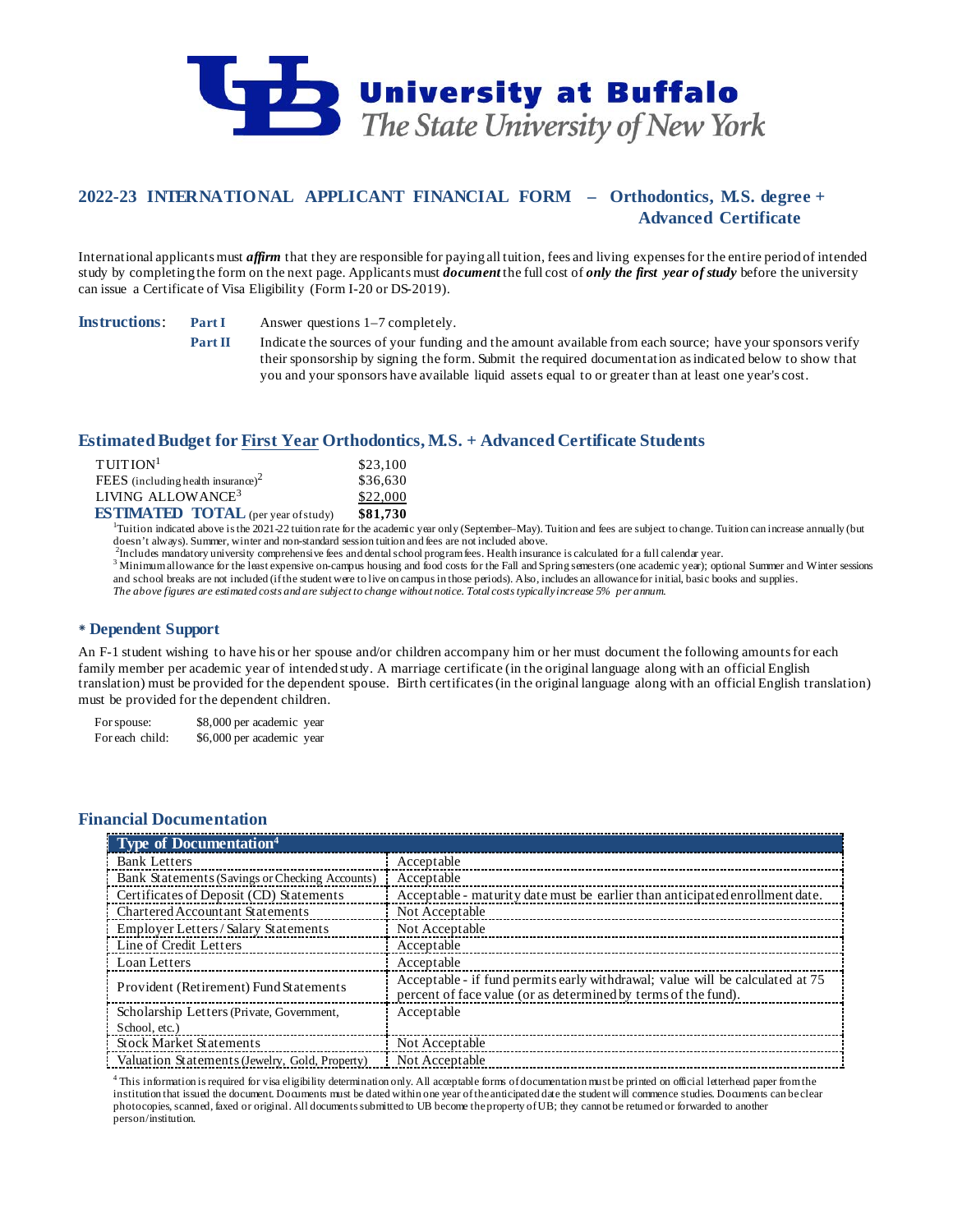# University at Buffalo
*The State University of New York*

## 2022-23 INTERNATIONAL APPLICANT FINANCIAL FORM – Orthodontics, M.S. degree + Advanced Certificate

International applicants must ***affirm*** that they are responsible for paying all tuition, fees and living expenses for the entire period of intended study by completing the form on the next page. Applicants must ***document*** the full cost of ***only the first year of study*** before the university can issue a Certificate of Visa Eligibility (Form I-20 or DS-2019).

**Instructions**:

**Part I** Answer questions 1–7 completely.

**Part II** Indicate the sources of your funding and the amount available from each source; have your sponsors verify their sponsorship by signing the form. Submit the required documentation as indicated below to show that you and your sponsors have available liquid assets equal to or greater than at least one year's cost.

## Estimated Budget for First Year Orthodontics, M.S. + Advanced Certificate Students

| | |
|---|---|
| TUITION[1] | $23,100 |
| FEES (including health insurance)[2] | $36,630 |
| LIVING ALLOWANCE[3] | $22,000 |
| **ESTIMATED TOTAL** (per year of study) | **$81,730** |

[1]Tuition indicated above is the 2021-22 tuition rate for the academic year only (September–May). Tuition and fees are subject to change. Tuition can increase annually (but doesn't always). Summer, winter and non-standard session tuition and fees are not included above.

[2]Includes mandatory university comprehensive fees and dental school program fees. Health insurance is calculated for a full calendar year.

[3]Minimum allowance for the least expensive on-campus housing and food costs for the Fall and Spring semesters (one academic year); optional Summer and Winter sessions and school breaks are not included (if the student were to live on campus in those periods). Also, includes an allowance for initial, basic books and supplies.

*The above figures are estimated costs and are subject to change without notice. Total costs typically increase 5% per annum.*

## * Dependent Support

An F-1 student wishing to have his or her spouse and/or children accompany him or her must document the following amounts for each family member per academic year of intended study. A marriage certificate (in the original language along with an official English translation) must be provided for the dependent spouse. Birth certificates (in the original language along with an official English translation) must be provided for the dependent children.

| | |
|---|---|
| For spouse: | $8,000 per academic year |
| For each child: | $6,000 per academic year |

## Financial Documentation

| Type of Documentation[4] | |
|---|---|
| Bank Letters | Acceptable |
| Bank Statements (Savings or Checking Accounts) | Acceptable |
| Certificates of Deposit (CD) Statements | Acceptable - maturity date must be earlier than anticipated enrollment date. |
| Chartered Accountant Statements | Not Acceptable |
| Employer Letters / Salary Statements | Not Acceptable |
| Line of Credit Letters | Acceptable |
| Loan Letters | Acceptable |
| Provident (Retirement) Fund Statements | Acceptable - if fund permits early withdrawal; value will be calculated at 75 percent of face value (or as determined by terms of the fund). |
| Scholarship Letters (Private, Government, School, etc.) | Acceptable |
| Stock Market Statements | Not Acceptable |
| Valuation Statements (Jewelry, Gold, Property) | Not Acceptable |

[4]This information is required for visa eligibility determination only. All acceptable forms of documentation must be printed on official letterhead paper from the institution that issued the document. Documents must be dated within one year of the anticipated date the student will commence studies. Documents can be clear photocopies, scanned, faxed or original. All documents submitted to UB become the property of UB; they cannot be returned or forwarded to another person/institution.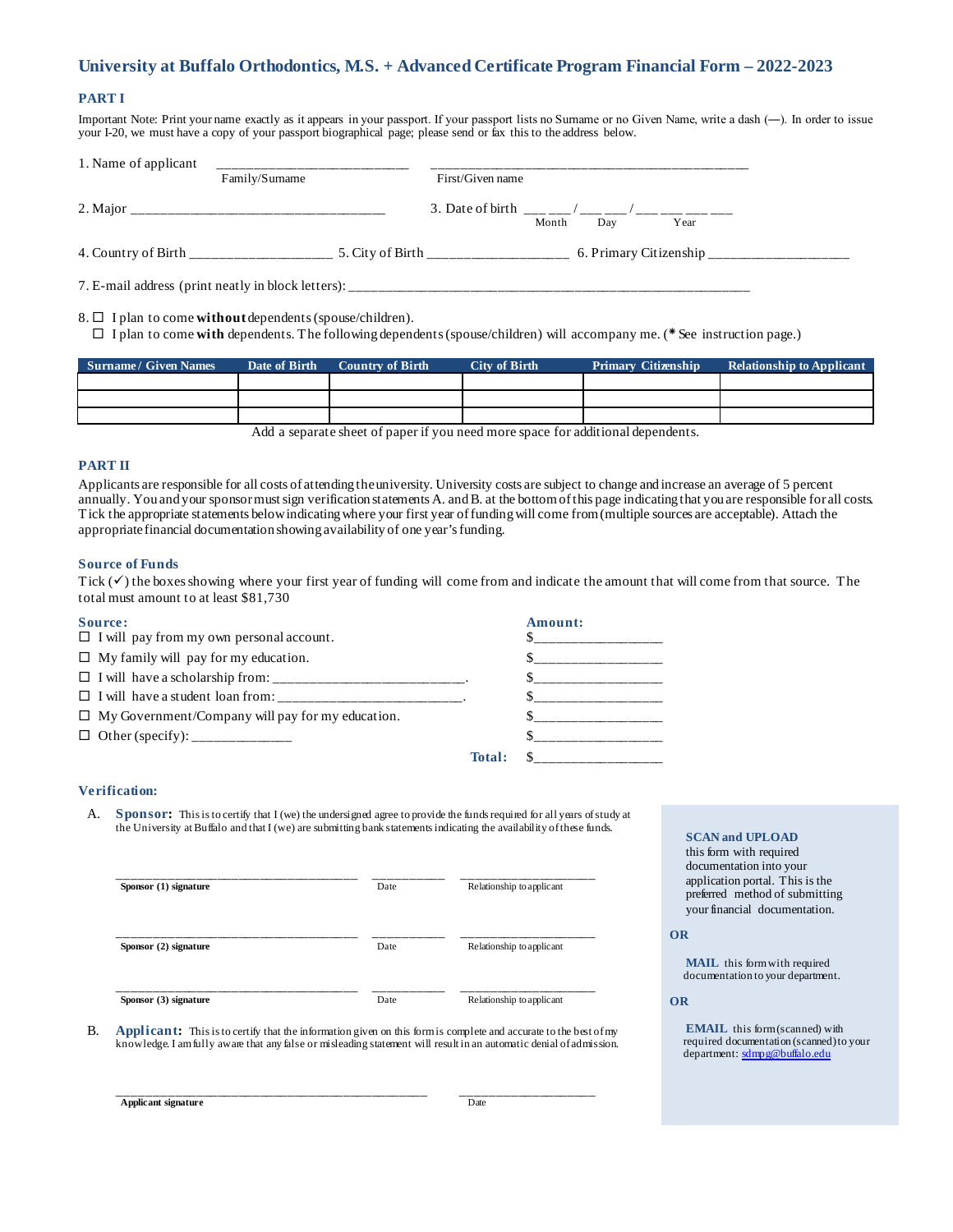# University at Buffalo Orthodontics, M.S. + Advanced Certificate Program Financial Form – 2022-2023

## PART I

Important Note: Print your name exactly as it appears in your passport. If your passport lists no Surname or no Given Name, write a dash (—). In order to issue your I-20, we must have a copy of your passport biographical page; please send or fax this to the address below.

1. Name of applicant ___________________________ _____________________________________________
   Family/Surname First/Given name

2. Major ____________________________________ 3. Date of birth ___ ___ / ___ ___ / ___ ___ ___ ___
   Month Day Year

4. Country of Birth ____________________ 5. City of Birth ____________________ 6. Primary Citizenship ____________________

7. E-mail address (print neatly in block letters): _____________________________________________________________

8. ☐ I plan to come **without** dependents (spouse/children).
   ☐ I plan to come **with** dependents. The following dependents (spouse/children) will accompany me. (* See instruction page.)

| Surname / Given Names | Date of Birth | Country of Birth | City of Birth | Primary Citizenship | Relationship to Applicant |
|---|---|---|---|---|---|
| | | | | | |
| | | | | | |
| | | | | | |

Add a separate sheet of paper if you need more space for additional dependents.

## PART II

Applicants are responsible for all costs of attending the university. University costs are subject to change and increase an average of 5 percent annually. You and your sponsor must sign verification statements A. and B. at the bottom of this page indicating that you are responsible for all costs. Tick the appropriate statements below indicating where your first year of funding will come from (multiple sources are acceptable). Attach the appropriate financial documentation showing availability of one year's funding.

### Source of Funds

Tick (✓) the boxes showing where your first year of funding will come from and indicate the amount that will come from that source. The total must amount to at least $81,730

| Source: | Amount: |
|---|---|
| ☐ I will pay from my own personal account. | $__________________ |
| ☐ My family will pay for my education. | $__________________ |
| ☐ I will have a scholarship from: ___________________________. | $__________________ |
| ☐ I will have a student loan from: ___________________________. | $__________________ |
| ☐ My Government/Company will pay for my education. | $__________________ |
| ☐ Other (specify): ______________ | $__________________ |
| **Total:** | $__________________ |

### Verification:

A. **Sponsor:** This is to certify that I (we) the undersigned agree to provide the funds required for all years of study at the University at Buffalo and that I (we) are submitting bank statements indicating the availability of these funds.

______________________________________ ___________ _____________________
**Sponsor (1) signature** Date Relationship to applicant

______________________________________ ___________ _____________________
**Sponsor (2) signature** Date Relationship to applicant

______________________________________ ___________ _____________________
**Sponsor (3) signature** Date Relationship to applicant

B. **Applicant:** This is to certify that the information given on this form is complete and accurate to the best of my knowledge. I am fully aware that any false or misleading statement will result in an automatic denial of admission.

_________________________________________________ _____________________
**Applicant signature** Date

**SCAN and UPLOAD** this form with required documentation into your application portal. This is the preferred method of submitting your financial documentation.

**OR**

**MAIL** this form with required documentation to your department.

**OR**

**EMAIL** this form (scanned) with required documentation (scanned) to your department: sdmpg@buffalo.edu